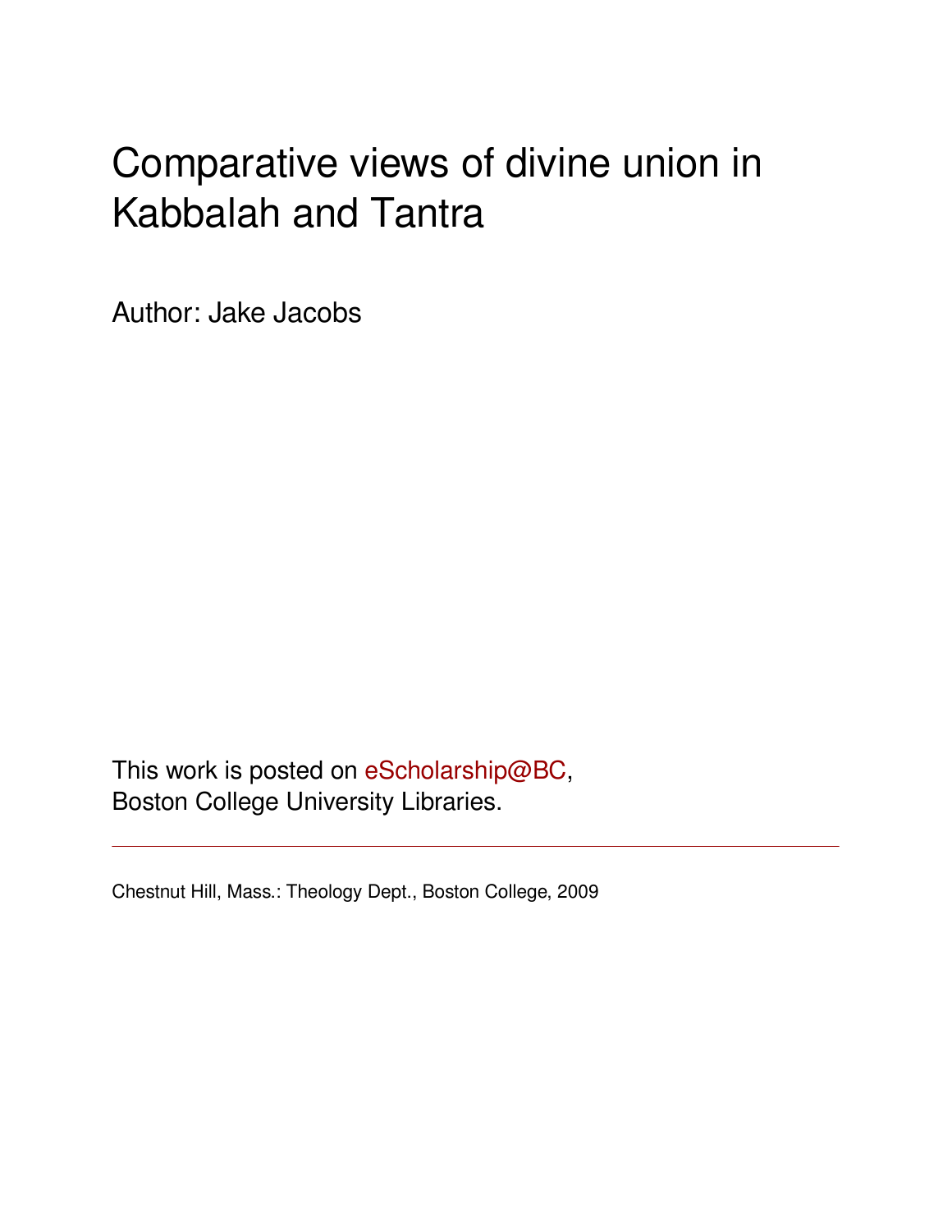# Comparative views of divine union in Kabbalah and Tantra

Author: Jake Jacobs

This work is posted on eScholarship@BC,
Boston College University Libraries.

Chestnut Hill, Mass.: Theology Dept., Boston College, 2009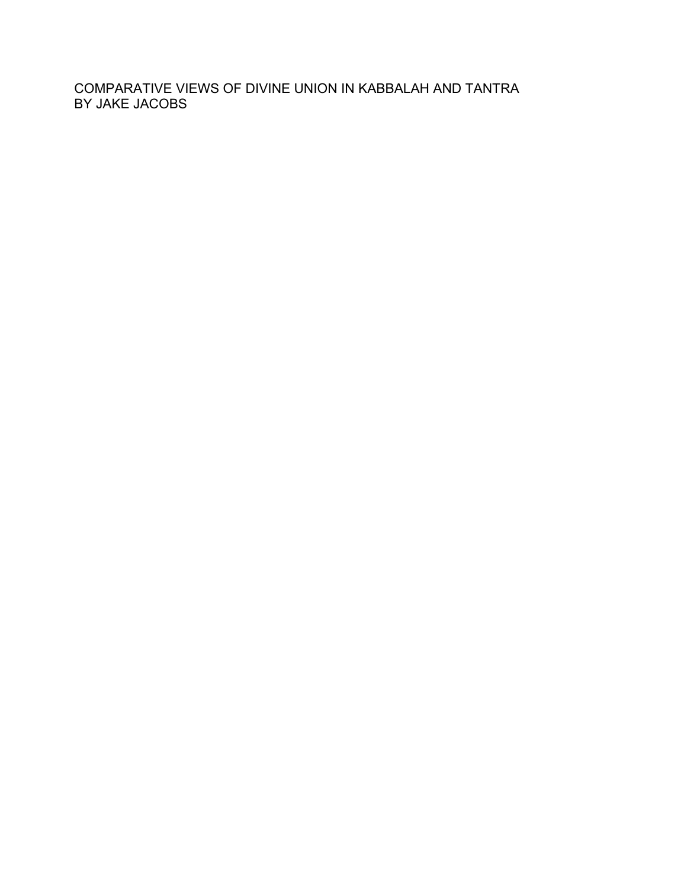# COMPARATIVE VIEWS OF DIVINE UNION IN KABBALAH AND TANTRA
BY JAKE JACOBS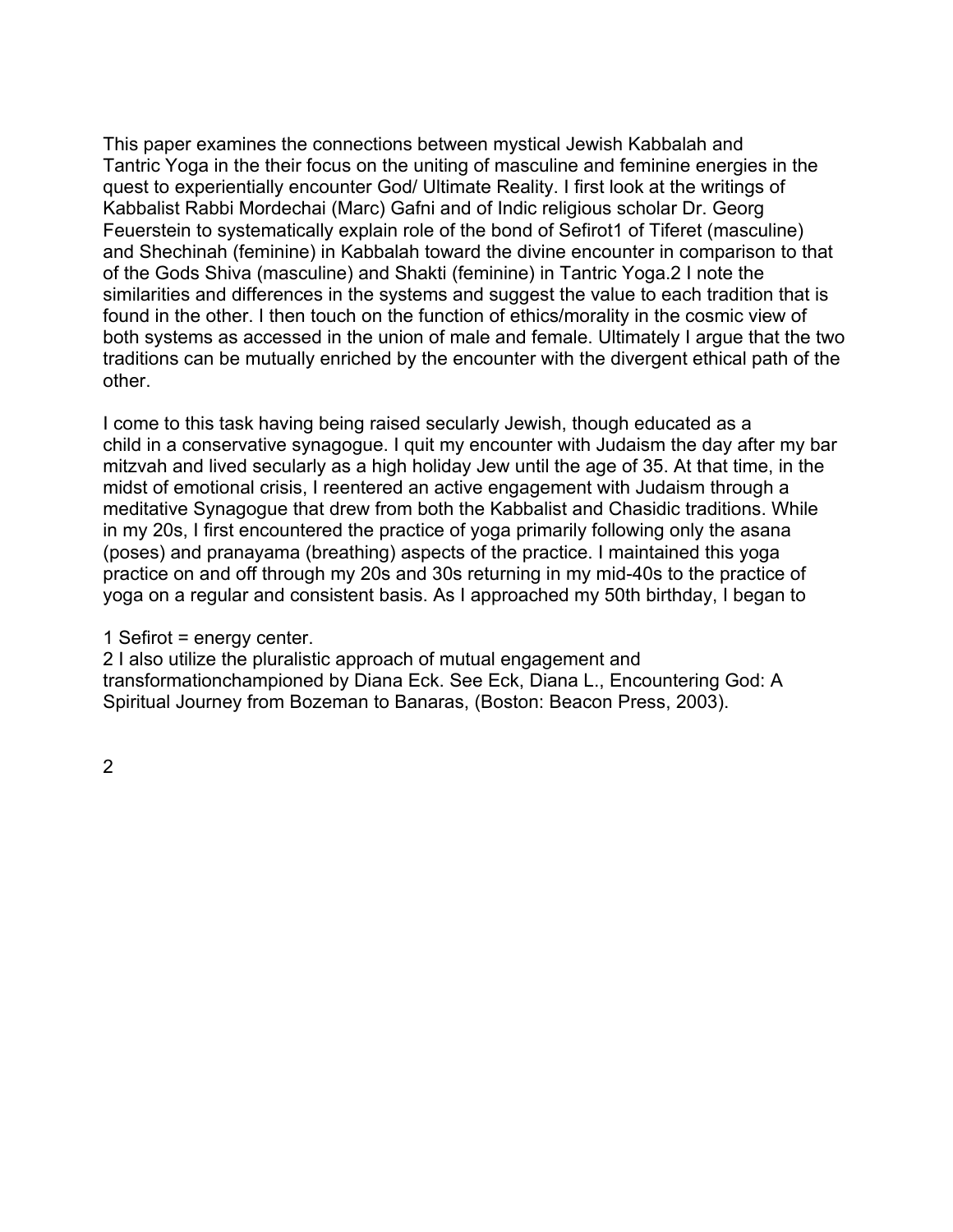This paper examines the connections between mystical Jewish Kabbalah and Tantric Yoga in the their focus on the uniting of masculine and feminine energies in the quest to experientially encounter God/ Ultimate Reality. I first look at the writings of Kabbalist Rabbi Mordechai (Marc) Gafni and of Indic religious scholar Dr. Georg Feuerstein to systematically explain role of the bond of Sefirot[1] of Tiferet (masculine) and Shechinah (feminine) in Kabbalah toward the divine encounter in comparison to that of the Gods Shiva (masculine) and Shakti (feminine) in Tantric Yoga.[2] I note the similarities and differences in the systems and suggest the value to each tradition that is found in the other. I then touch on the function of ethics/morality in the cosmic view of both systems as accessed in the union of male and female. Ultimately I argue that the two traditions can be mutually enriched by the encounter with the divergent ethical path of the other.

I come to this task having being raised secularly Jewish, though educated as a child in a conservative synagogue. I quit my encounter with Judaism the day after my bar mitzvah and lived secularly as a high holiday Jew until the age of 35. At that time, in the midst of emotional crisis, I reentered an active engagement with Judaism through a meditative Synagogue that drew from both the Kabbalist and Chasidic traditions. While in my 20s, I first encountered the practice of yoga primarily following only the asana (poses) and pranayama (breathing) aspects of the practice. I maintained this yoga practice on and off through my 20s and 30s returning in my mid-40s to the practice of yoga on a regular and consistent basis. As I approached my 50th birthday, I began to

1 Sefirot = energy center.

2 I also utilize the pluralistic approach of mutual engagement and transformationchampioned by Diana Eck. See Eck, Diana L., Encountering God: A Spiritual Journey from Bozeman to Banaras, (Boston: Beacon Press, 2003).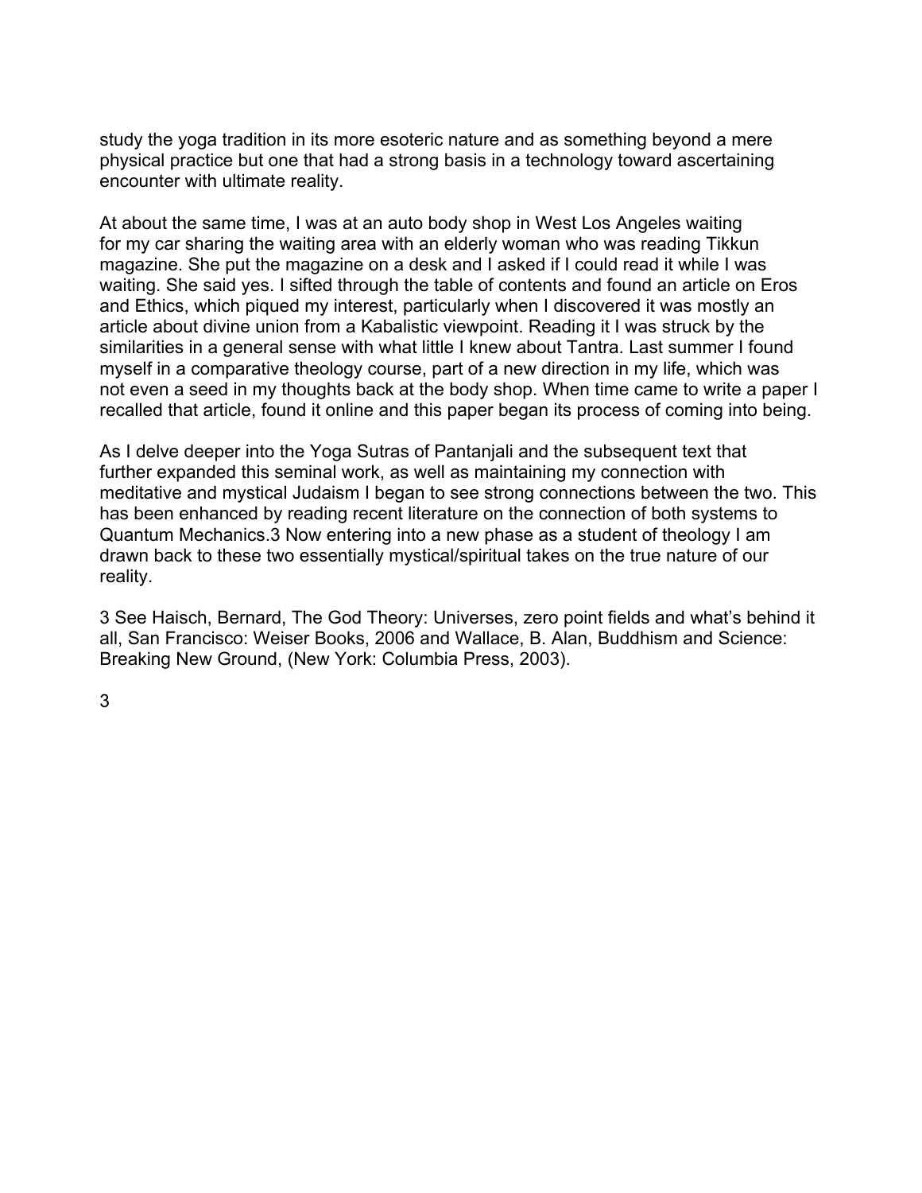study the yoga tradition in its more esoteric nature and as something beyond a mere physical practice but one that had a strong basis in a technology toward ascertaining encounter with ultimate reality.

At about the same time, I was at an auto body shop in West Los Angeles waiting for my car sharing the waiting area with an elderly woman who was reading Tikkun magazine. She put the magazine on a desk and I asked if I could read it while I was waiting. She said yes. I sifted through the table of contents and found an article on Eros and Ethics, which piqued my interest, particularly when I discovered it was mostly an article about divine union from a Kabalistic viewpoint. Reading it I was struck by the similarities in a general sense with what little I knew about Tantra. Last summer I found myself in a comparative theology course, part of a new direction in my life, which was not even a seed in my thoughts back at the body shop. When time came to write a paper I recalled that article, found it online and this paper began its process of coming into being.

As I delve deeper into the Yoga Sutras of Pantanjali and the subsequent text that further expanded this seminal work, as well as maintaining my connection with meditative and mystical Judaism I began to see strong connections between the two. This has been enhanced by reading recent literature on the connection of both systems to Quantum Mechanics.[3] Now entering into a new phase as a student of theology I am drawn back to these two essentially mystical/spiritual takes on the true nature of our reality.

3 See Haisch, Bernard, The God Theory: Universes, zero point fields and what's behind it all, San Francisco: Weiser Books, 2006 and Wallace, B. Alan, Buddhism and Science: Breaking New Ground, (New York: Columbia Press, 2003).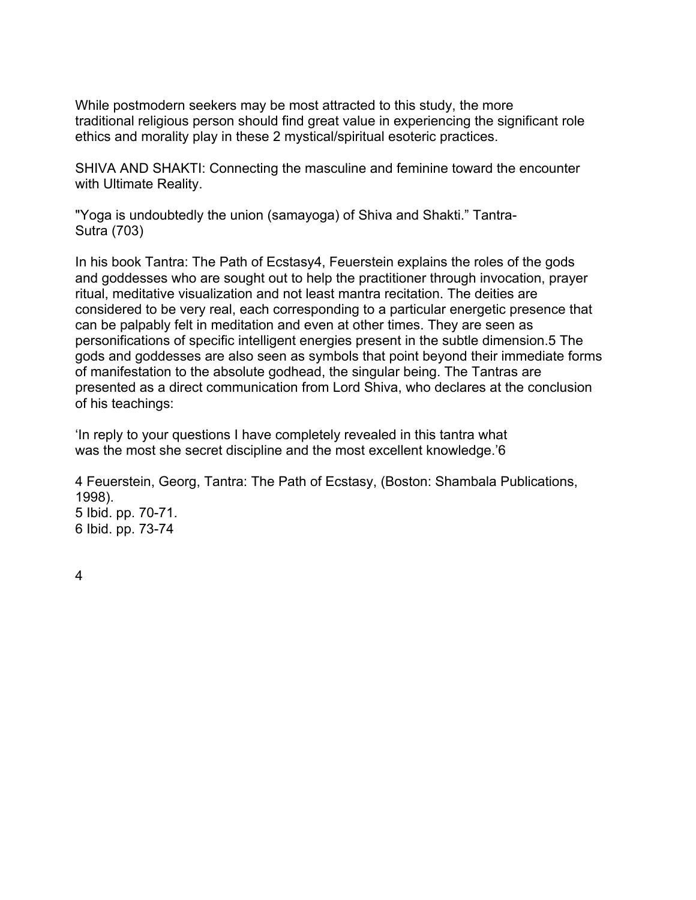While postmodern seekers may be most attracted to this study, the more traditional religious person should find great value in experiencing the significant role ethics and morality play in these 2 mystical/spiritual esoteric practices.

SHIVA AND SHAKTI: Connecting the masculine and feminine toward the encounter with Ultimate Reality.

"Yoga is undoubtedly the union (samayoga) of Shiva and Shakti." Tantra-Sutra (703)

In his book Tantra: The Path of Ecstasy[4], Feuerstein explains the roles of the gods and goddesses who are sought out to help the practitioner through invocation, prayer ritual, meditative visualization and not least mantra recitation. The deities are considered to be very real, each corresponding to a particular energetic presence that can be palpably felt in meditation and even at other times. They are seen as personifications of specific intelligent energies present in the subtle dimension.[5] The gods and goddesses are also seen as symbols that point beyond their immediate forms of manifestation to the absolute godhead, the singular being. The Tantras are presented as a direct communication from Lord Shiva, who declares at the conclusion of his teachings:

'In reply to your questions I have completely revealed in this tantra what was the most she secret discipline and the most excellent knowledge.'[6]

4 Feuerstein, Georg, Tantra: The Path of Ecstasy, (Boston: Shambala Publications, 1998).
5 Ibid. pp. 70-71.
6 Ibid. pp. 73-74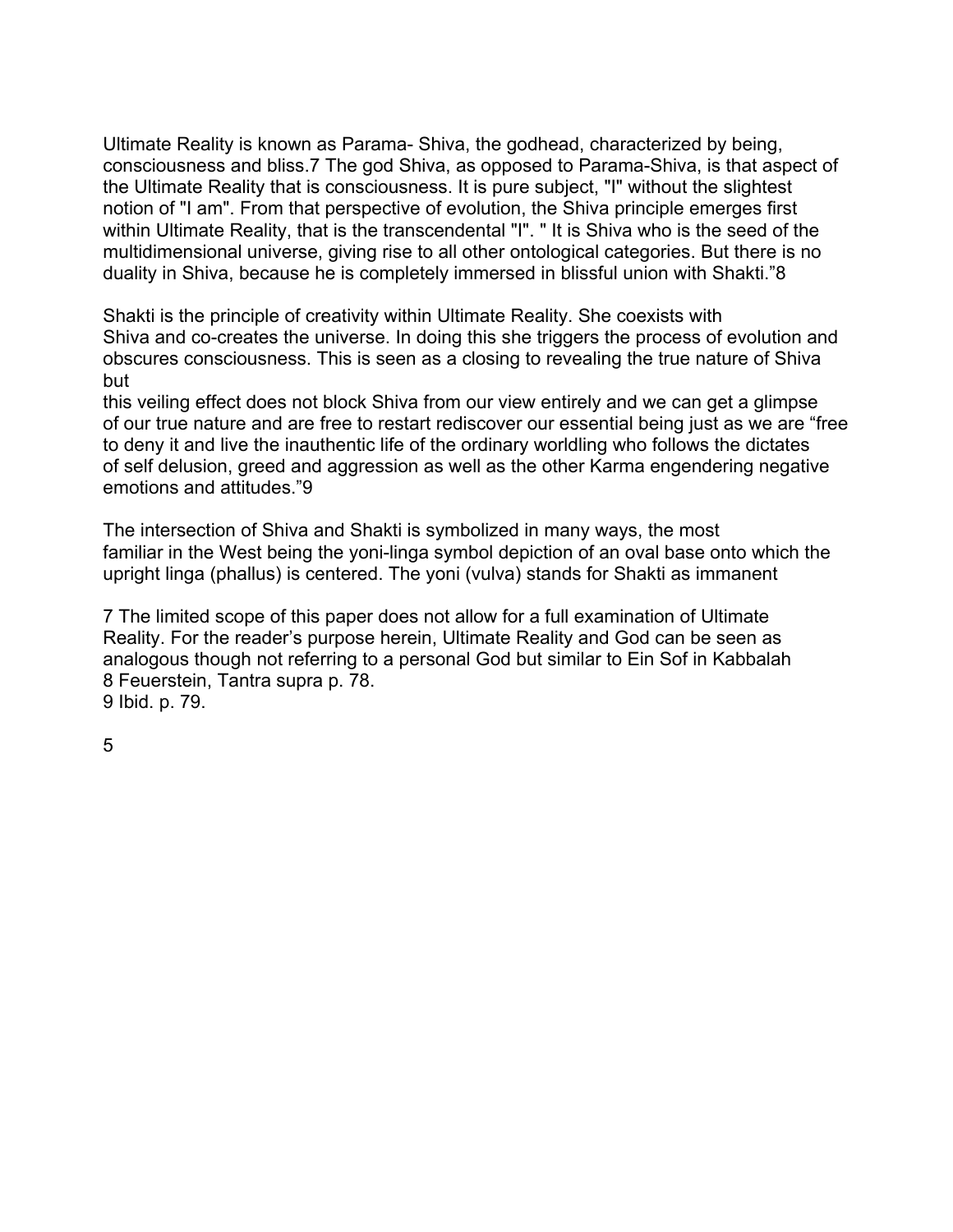Ultimate Reality is known as Parama- Shiva, the godhead, characterized by being, consciousness and bliss.[7] The god Shiva, as opposed to Parama-Shiva, is that aspect of the Ultimate Reality that is consciousness. It is pure subject, "I" without the slightest notion of "I am". From that perspective of evolution, the Shiva principle emerges first within Ultimate Reality, that is the transcendental "I". " It is Shiva who is the seed of the multidimensional universe, giving rise to all other ontological categories. But there is no duality in Shiva, because he is completely immersed in blissful union with Shakti."[8]

Shakti is the principle of creativity within Ultimate Reality. She coexists with Shiva and co-creates the universe. In doing this she triggers the process of evolution and obscures consciousness. This is seen as a closing to revealing the true nature of Shiva but this veiling effect does not block Shiva from our view entirely and we can get a glimpse of our true nature and are free to restart rediscover our essential being just as we are "free to deny it and live the inauthentic life of the ordinary worldling who follows the dictates of self delusion, greed and aggression as well as the other Karma engendering negative emotions and attitudes."[9]

The intersection of Shiva and Shakti is symbolized in many ways, the most familiar in the West being the yoni-linga symbol depiction of an oval base onto which the upright linga (phallus) is centered. The yoni (vulva) stands for Shakti as immanent

[7] The limited scope of this paper does not allow for a full examination of Ultimate Reality. For the reader's purpose herein, Ultimate Reality and God can be seen as analogous though not referring to a personal God but similar to Ein Sof in Kabbalah

[8] Feuerstein, Tantra supra p. 78.

[9] Ibid. p. 79.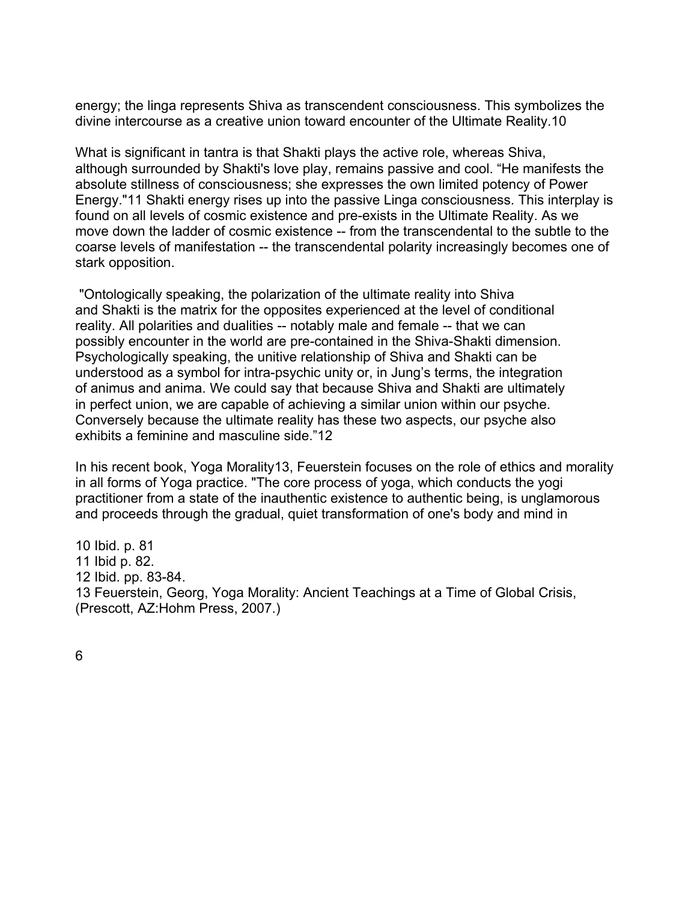energy; the linga represents Shiva as transcendent consciousness. This symbolizes the divine intercourse as a creative union toward encounter of the Ultimate Reality.[10]

What is significant in tantra is that Shakti plays the active role, whereas Shiva, although surrounded by Shakti's love play, remains passive and cool. "He manifests the absolute stillness of consciousness; she expresses the own limited potency of Power Energy."[11] Shakti energy rises up into the passive Linga consciousness. This interplay is found on all levels of cosmic existence and pre-exists in the Ultimate Reality. As we move down the ladder of cosmic existence -- from the transcendental to the subtle to the coarse levels of manifestation -- the transcendental polarity increasingly becomes one of stark opposition.

"Ontologically speaking, the polarization of the ultimate reality into Shiva and Shakti is the matrix for the opposites experienced at the level of conditional reality. All polarities and dualities -- notably male and female -- that we can possibly encounter in the world are pre-contained in the Shiva-Shakti dimension. Psychologically speaking, the unitive relationship of Shiva and Shakti can be understood as a symbol for intra-psychic unity or, in Jung's terms, the integration of animus and anima. We could say that because Shiva and Shakti are ultimately in perfect union, we are capable of achieving a similar union within our psyche. Conversely because the ultimate reality has these two aspects, our psyche also exhibits a feminine and masculine side."[12]

In his recent book, Yoga Morality[13], Feuerstein focuses on the role of ethics and morality in all forms of Yoga practice. "The core process of yoga, which conducts the yogi practitioner from a state of the inauthentic existence to authentic being, is unglamorous and proceeds through the gradual, quiet transformation of one's body and mind in

10 Ibid. p. 81
11 Ibid p. 82.
12 Ibid. pp. 83-84.
13 Feuerstein, Georg, Yoga Morality: Ancient Teachings at a Time of Global Crisis, (Prescott, AZ:Hohm Press, 2007.)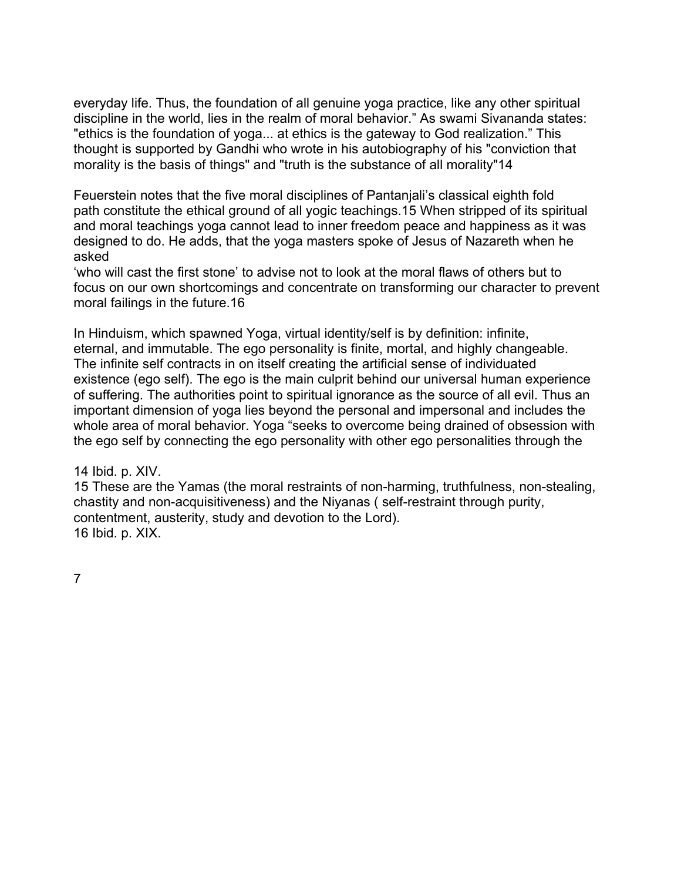everyday life. Thus, the foundation of all genuine yoga practice, like any other spiritual discipline in the world, lies in the realm of moral behavior." As swami Sivananda states: "ethics is the foundation of yoga... at ethics is the gateway to God realization." This thought is supported by Gandhi who wrote in his autobiography of his "conviction that morality is the basis of things" and "truth is the substance of all morality"14

Feuerstein notes that the five moral disciplines of Pantanjali's classical eighth fold path constitute the ethical ground of all yogic teachings.15 When stripped of its spiritual and moral teachings yoga cannot lead to inner freedom peace and happiness as it was designed to do. He adds, that the yoga masters spoke of Jesus of Nazareth when he asked 'who will cast the first stone' to advise not to look at the moral flaws of others but to focus on our own shortcomings and concentrate on transforming our character to prevent moral failings in the future.16

In Hinduism, which spawned Yoga, virtual identity/self is by definition: infinite, eternal, and immutable. The ego personality is finite, mortal, and highly changeable. The infinite self contracts in on itself creating the artificial sense of individuated existence (ego self). The ego is the main culprit behind our universal human experience of suffering. The authorities point to spiritual ignorance as the source of all evil. Thus an important dimension of yoga lies beyond the personal and impersonal and includes the whole area of moral behavior. Yoga "seeks to overcome being drained of obsession with the ego self by connecting the ego personality with other ego personalities through the

14 Ibid. p. XIV.

15 These are the Yamas (the moral restraints of non-harming, truthfulness, non-stealing, chastity and non-acquisitiveness) and the Niyanas ( self-restraint through purity, contentment, austerity, study and devotion to the Lord).

16 Ibid. p. XIX.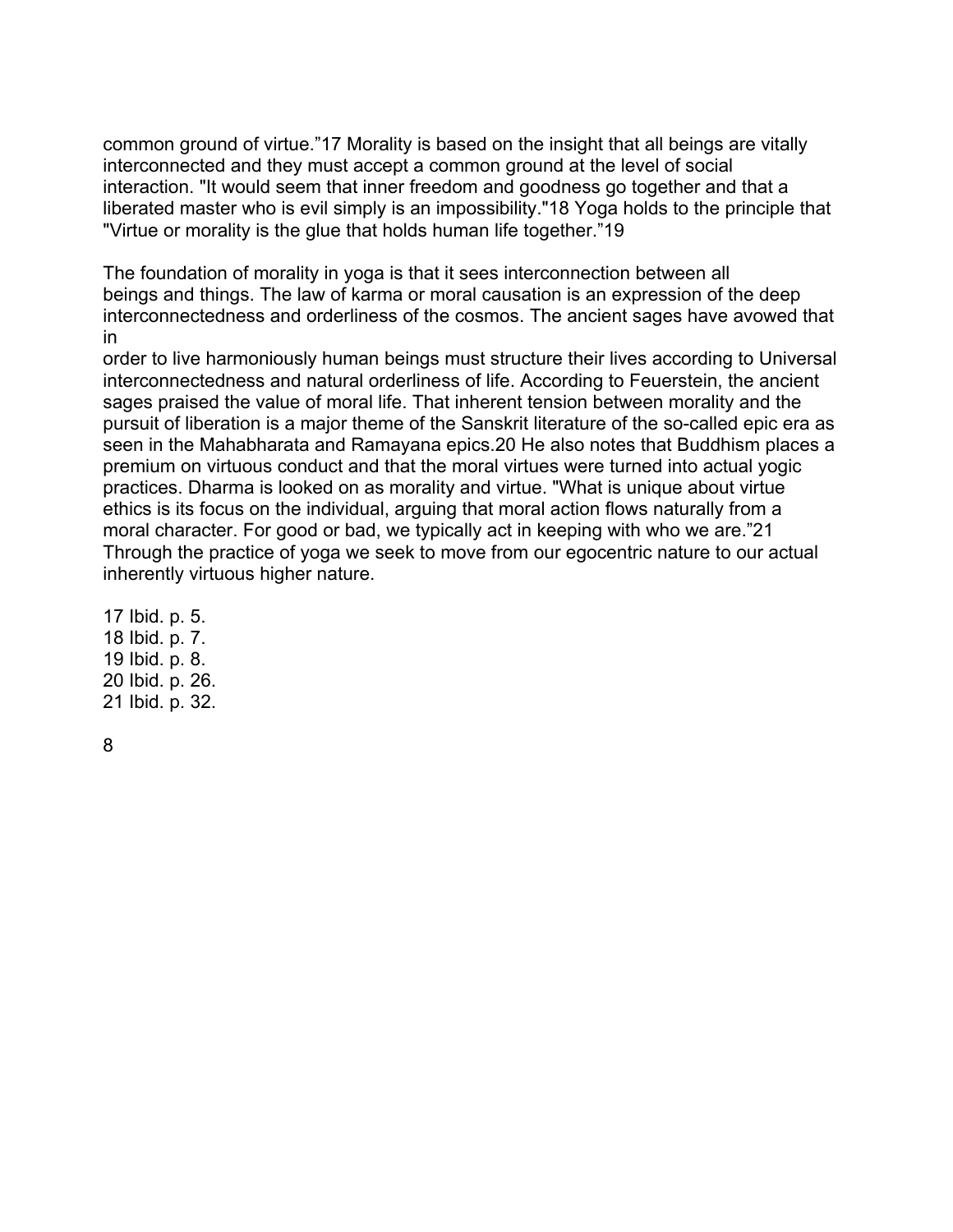common ground of virtue."[17] Morality is based on the insight that all beings are vitally interconnected and they must accept a common ground at the level of social interaction. "It would seem that inner freedom and goodness go together and that a liberated master who is evil simply is an impossibility."[18] Yoga holds to the principle that "Virtue or morality is the glue that holds human life together."[19]

The foundation of morality in yoga is that it sees interconnection between all beings and things. The law of karma or moral causation is an expression of the deep interconnectedness and orderliness of the cosmos. The ancient sages have avowed that in order to live harmoniously human beings must structure their lives according to Universal interconnectedness and natural orderliness of life. According to Feuerstein, the ancient sages praised the value of moral life. That inherent tension between morality and the pursuit of liberation is a major theme of the Sanskrit literature of the so-called epic era as seen in the Mahabharata and Ramayana epics.[20] He also notes that Buddhism places a premium on virtuous conduct and that the moral virtues were turned into actual yogic practices. Dharma is looked on as morality and virtue. "What is unique about virtue ethics is its focus on the individual, arguing that moral action flows naturally from a moral character. For good or bad, we typically act in keeping with who we are."[21] Through the practice of yoga we seek to move from our egocentric nature to our actual inherently virtuous higher nature.

17 Ibid. p. 5.
18 Ibid. p. 7.
19 Ibid. p. 8.
20 Ibid. p. 26.
21 Ibid. p. 32.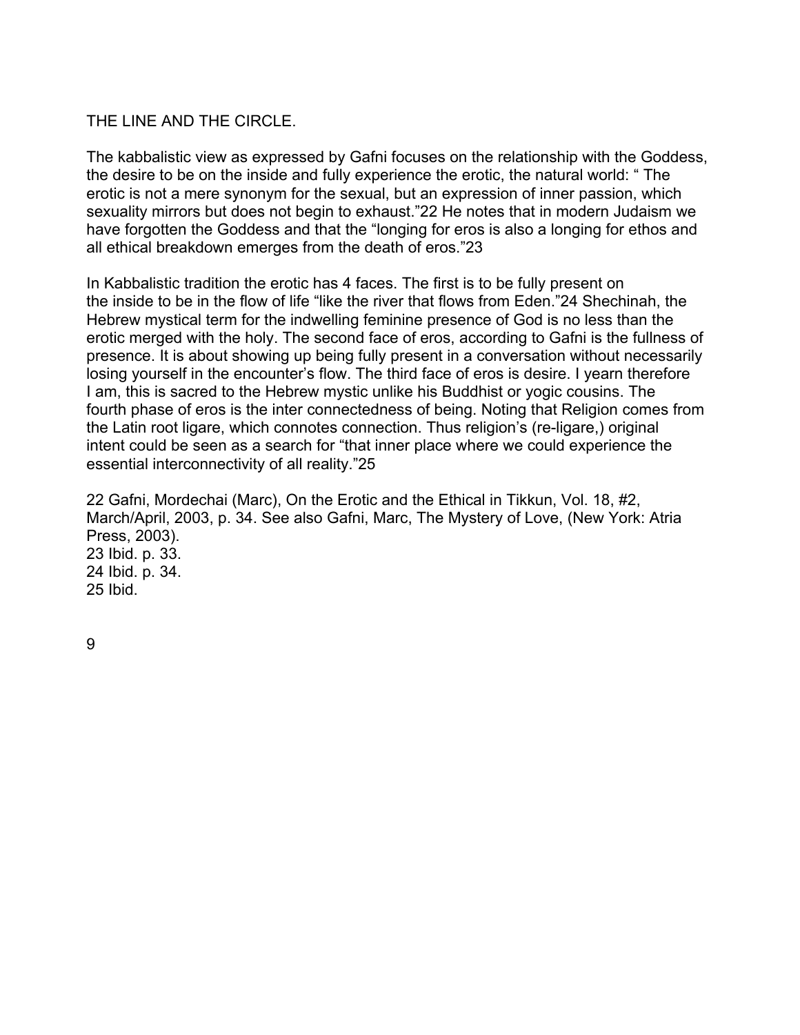THE LINE AND THE CIRCLE.

The kabbalistic view as expressed by Gafni focuses on the relationship with the Goddess, the desire to be on the inside and fully experience the erotic, the natural world: " The erotic is not a mere synonym for the sexual, but an expression of inner passion, which sexuality mirrors but does not begin to exhaust."[22] He notes that in modern Judaism we have forgotten the Goddess and that the "longing for eros is also a longing for ethos and all ethical breakdown emerges from the death of eros."[23]

In Kabbalistic tradition the erotic has 4 faces. The first is to be fully present on the inside to be in the flow of life "like the river that flows from Eden."[24] Shechinah, the Hebrew mystical term for the indwelling feminine presence of God is no less than the erotic merged with the holy. The second face of eros, according to Gafni is the fullness of presence. It is about showing up being fully present in a conversation without necessarily losing yourself in the encounter's flow. The third face of eros is desire. I yearn therefore I am, this is sacred to the Hebrew mystic unlike his Buddhist or yogic cousins. The fourth phase of eros is the inter connectedness of being. Noting that Religion comes from the Latin root ligare, which connotes connection. Thus religion's (re-ligare,) original intent could be seen as a search for "that inner place where we could experience the essential interconnectivity of all reality."[25]

22 Gafni, Mordechai (Marc), On the Erotic and the Ethical in Tikkun, Vol. 18, #2, March/April, 2003, p. 34. See also Gafni, Marc, The Mystery of Love, (New York: Atria Press, 2003).
23 Ibid. p. 33.
24 Ibid. p. 34.
25 Ibid.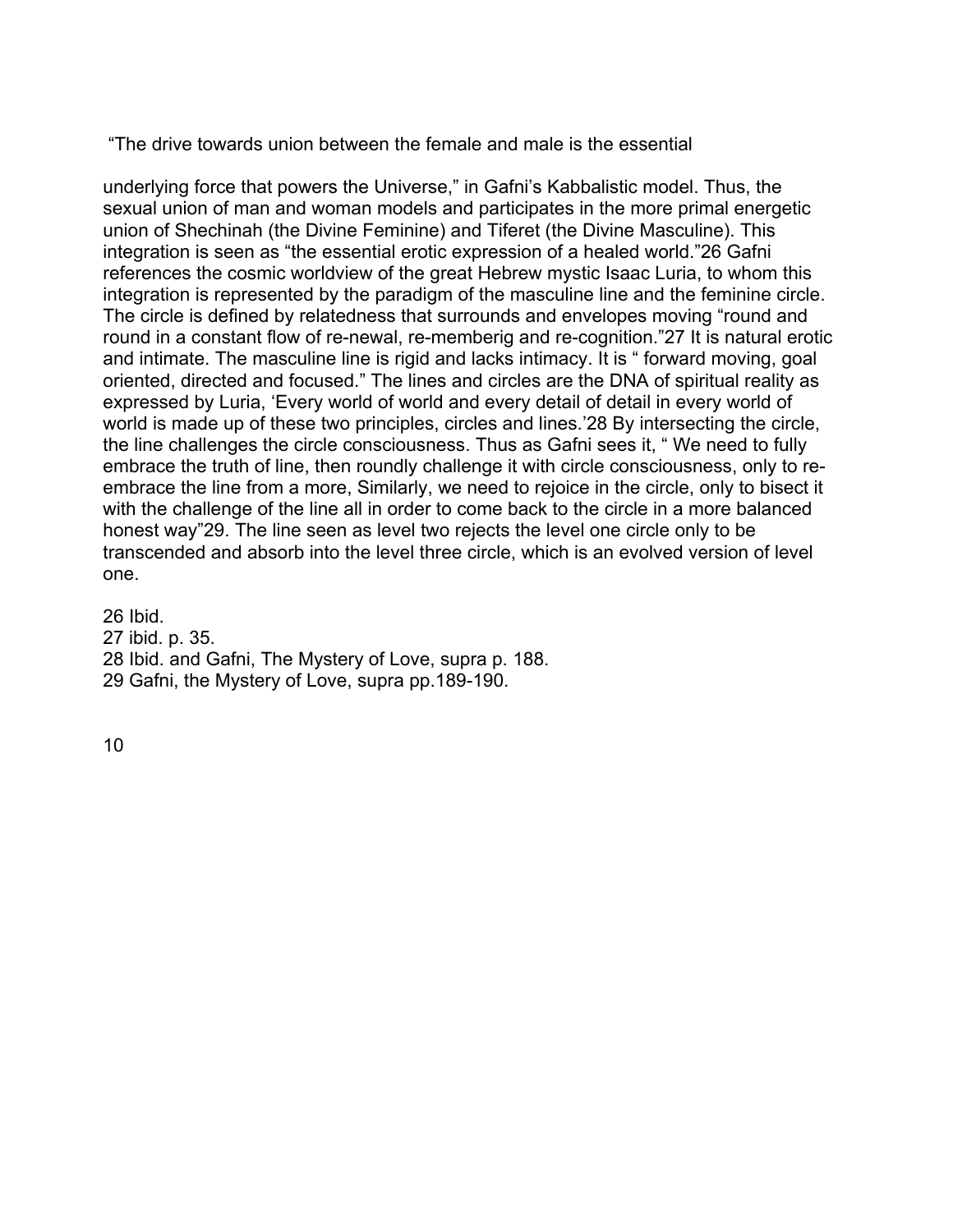"The drive towards union between the female and male is the essential

underlying force that powers the Universe," in Gafni's Kabbalistic model. Thus, the sexual union of man and woman models and participates in the more primal energetic union of Shechinah (the Divine Feminine) and Tiferet (the Divine Masculine). This integration is seen as "the essential erotic expression of a healed world."[26] Gafni references the cosmic worldview of the great Hebrew mystic Isaac Luria, to whom this integration is represented by the paradigm of the masculine line and the feminine circle. The circle is defined by relatedness that surrounds and envelopes moving "round and round in a constant flow of re-newal, re-memberig and re-cognition."[27] It is natural erotic and intimate. The masculine line is rigid and lacks intimacy. It is " forward moving, goal oriented, directed and focused." The lines and circles are the DNA of spiritual reality as expressed by Luria, 'Every world of world and every detail of detail in every world of world is made up of these two principles, circles and lines.'[28] By intersecting the circle, the line challenges the circle consciousness. Thus as Gafni sees it, " We need to fully embrace the truth of line, then roundly challenge it with circle consciousness, only to re-embrace the line from a more, Similarly, we need to rejoice in the circle, only to bisect it with the challenge of the line all in order to come back to the circle in a more balanced honest way"[29]. The line seen as level two rejects the level one circle only to be transcended and absorb into the level three circle, which is an evolved version of level one.

26 Ibid.
27 ibid. p. 35.
28 Ibid. and Gafni, The Mystery of Love, supra p. 188.
29 Gafni, the Mystery of Love, supra pp.189-190.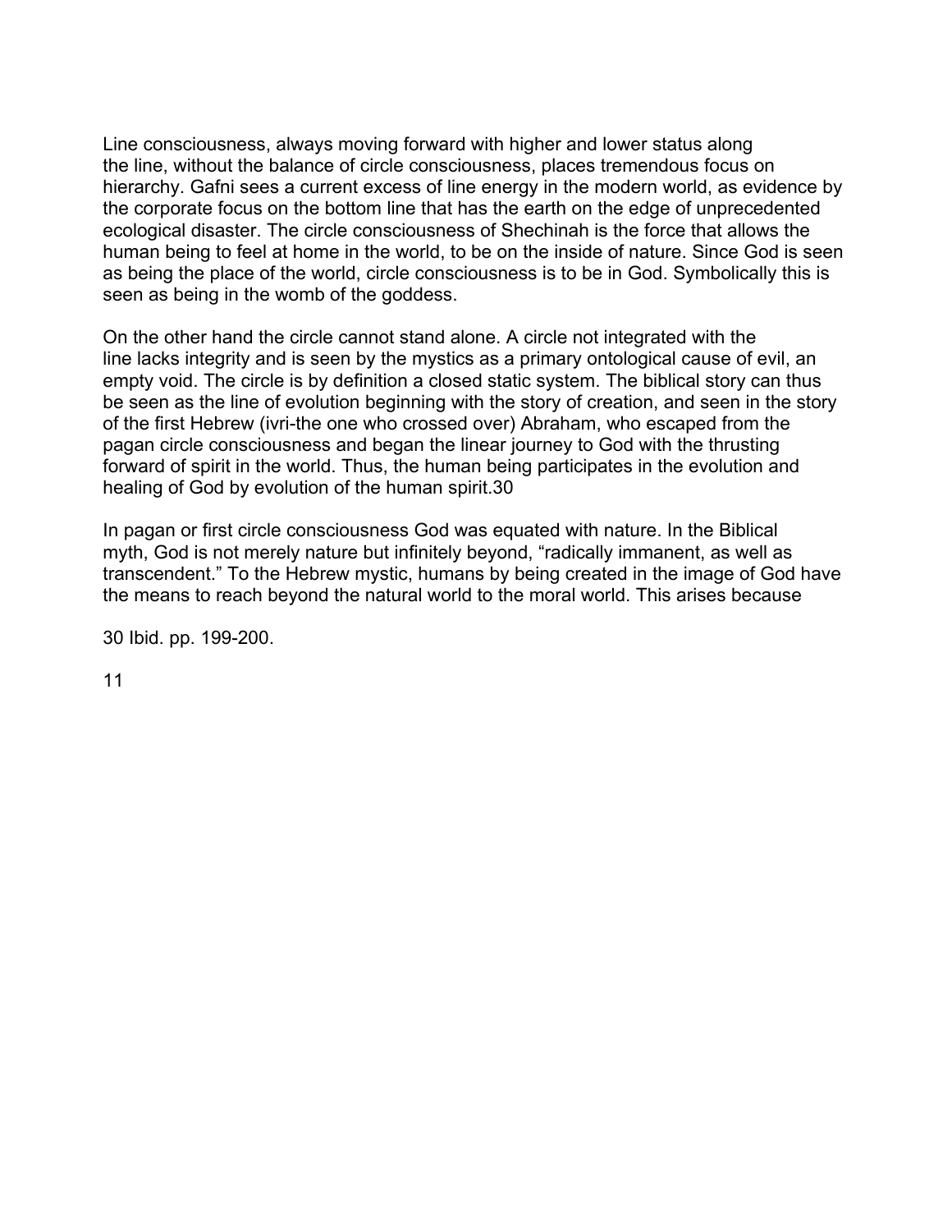Line consciousness, always moving forward with higher and lower status along the line, without the balance of circle consciousness, places tremendous focus on hierarchy. Gafni sees a current excess of line energy in the modern world, as evidence by the corporate focus on the bottom line that has the earth on the edge of unprecedented ecological disaster. The circle consciousness of Shechinah is the force that allows the human being to feel at home in the world, to be on the inside of nature. Since God is seen as being the place of the world, circle consciousness is to be in God. Symbolically this is seen as being in the womb of the goddess.

On the other hand the circle cannot stand alone. A circle not integrated with the line lacks integrity and is seen by the mystics as a primary ontological cause of evil, an empty void. The circle is by definition a closed static system. The biblical story can thus be seen as the line of evolution beginning with the story of creation, and seen in the story of the first Hebrew (ivri-the one who crossed over) Abraham, who escaped from the pagan circle consciousness and began the linear journey to God with the thrusting forward of spirit in the world. Thus, the human being participates in the evolution and healing of God by evolution of the human spirit.[30]

In pagan or first circle consciousness God was equated with nature. In the Biblical myth, God is not merely nature but infinitely beyond, "radically immanent, as well as transcendent." To the Hebrew mystic, humans by being created in the image of God have the means to reach beyond the natural world to the moral world. This arises because

30 Ibid. pp. 199-200.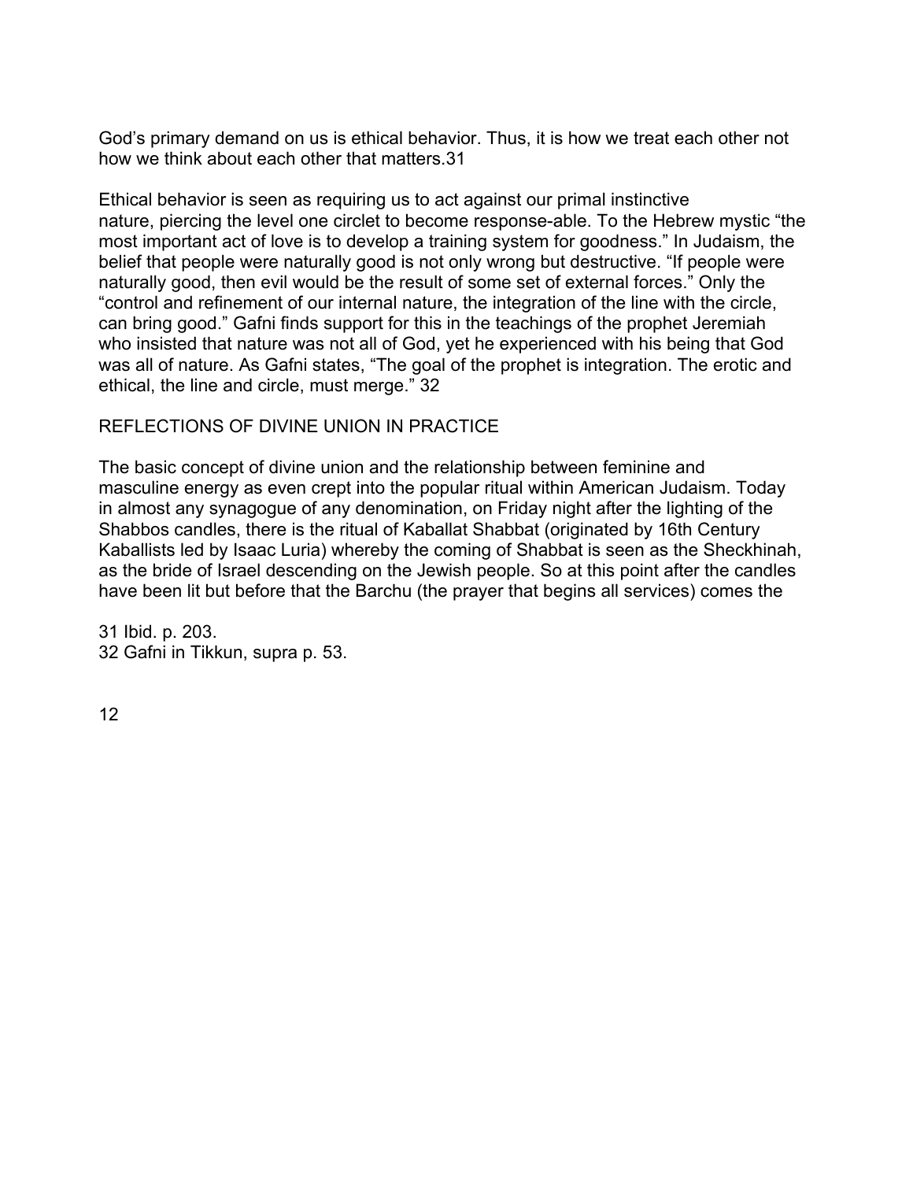God's primary demand on us is ethical behavior. Thus, it is how we treat each other not how we think about each other that matters.[31]

Ethical behavior is seen as requiring us to act against our primal instinctive nature, piercing the level one circlet to become response-able. To the Hebrew mystic "the most important act of love is to develop a training system for goodness." In Judaism, the belief that people were naturally good is not only wrong but destructive. "If people were naturally good, then evil would be the result of some set of external forces." Only the "control and refinement of our internal nature, the integration of the line with the circle, can bring good." Gafni finds support for this in the teachings of the prophet Jeremiah who insisted that nature was not all of God, yet he experienced with his being that God was all of nature. As Gafni states, "The goal of the prophet is integration. The erotic and ethical, the line and circle, must merge." [32]

## REFLECTIONS OF DIVINE UNION IN PRACTICE

The basic concept of divine union and the relationship between feminine and masculine energy as even crept into the popular ritual within American Judaism. Today in almost any synagogue of any denomination, on Friday night after the lighting of the Shabbos candles, there is the ritual of Kaballat Shabbat (originated by 16th Century Kaballists led by Isaac Luria) whereby the coming of Shabbat is seen as the Sheckhinah, as the bride of Israel descending on the Jewish people. So at this point after the candles have been lit but before that the Barchu (the prayer that begins all services) comes the

31 Ibid. p. 203.
32 Gafni in Tikkun, supra p. 53.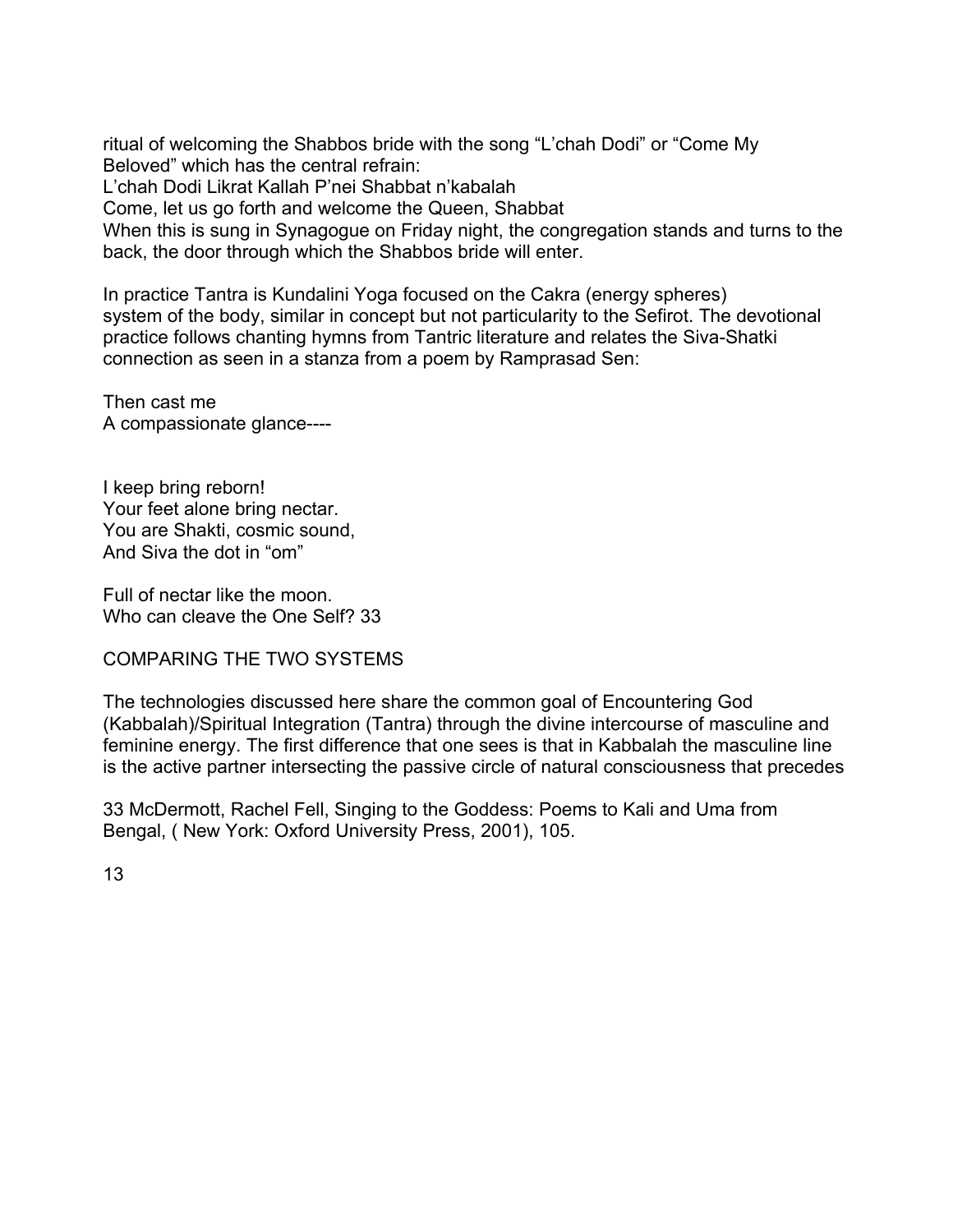ritual of welcoming the Shabbos bride with the song “L’chah Dodi” or “Come My Beloved” which has the central refrain:

L’chah Dodi Likrat Kallah P’nei Shabbat n’kabalah  
Come, let us go forth and welcome the Queen, Shabbat

When this is sung in Synagogue on Friday night, the congregation stands and turns to the back, the door through which the Shabbos bride will enter.

In practice Tantra is Kundalini Yoga focused on the Cakra (energy spheres) system of the body, similar in concept but not particularity to the Sefirot. The devotional practice follows chanting hymns from Tantric literature and relates the Siva-Shatki connection as seen in a stanza from a poem by Ramprasad Sen:

Then cast me  
A compassionate glance----

I keep bring reborn!  
Your feet alone bring nectar.  
You are Shakti, cosmic sound,  
And Siva the dot in “om”

Full of nectar like the moon.  
Who can cleave the One Self? 33

COMPARING THE TWO SYSTEMS

The technologies discussed here share the common goal of Encountering God (Kabbalah)/Spiritual Integration (Tantra) through the divine intercourse of masculine and feminine energy. The first difference that one sees is that in Kabbalah the masculine line is the active partner intersecting the passive circle of natural consciousness that precedes

33 McDermott, Rachel Fell, Singing to the Goddess: Poems to Kali and Uma from Bengal, ( New York: Oxford University Press, 2001), 105.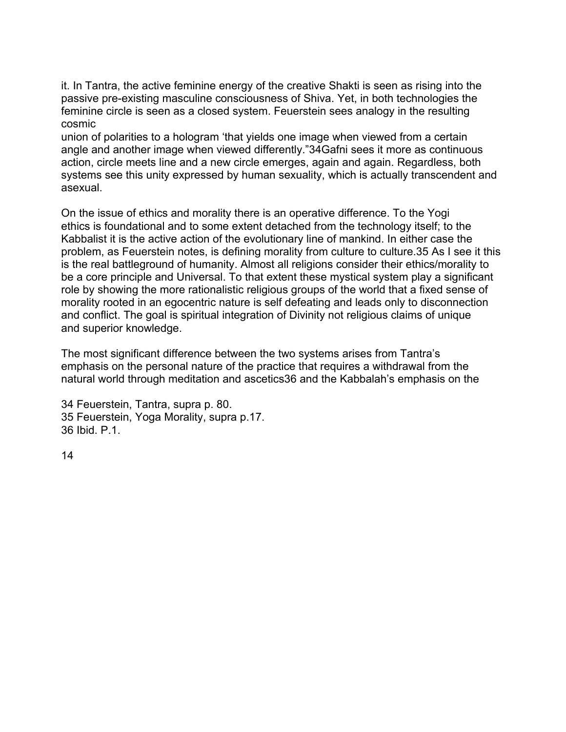it. In Tantra, the active feminine energy of the creative Shakti is seen as rising into the passive pre-existing masculine consciousness of Shiva. Yet, in both technologies the feminine circle is seen as a closed system. Feuerstein sees analogy in the resulting cosmic union of polarities to a hologram 'that yields one image when viewed from a certain angle and another image when viewed differently."[34] Gafni sees it more as continuous action, circle meets line and a new circle emerges, again and again. Regardless, both systems see this unity expressed by human sexuality, which is actually transcendent and asexual.

On the issue of ethics and morality there is an operative difference. To the Yogi ethics is foundational and to some extent detached from the technology itself; to the Kabbalist it is the active action of the evolutionary line of mankind. In either case the problem, as Feuerstein notes, is defining morality from culture to culture.[35] As I see it this is the real battleground of humanity. Almost all religions consider their ethics/morality to be a core principle and Universal. To that extent these mystical system play a significant role by showing the more rationalistic religious groups of the world that a fixed sense of morality rooted in an egocentric nature is self defeating and leads only to disconnection and conflict. The goal is spiritual integration of Divinity not religious claims of unique and superior knowledge.

The most significant difference between the two systems arises from Tantra's emphasis on the personal nature of the practice that requires a withdrawal from the natural world through meditation and ascetics[36] and the Kabbalah's emphasis on the

34 Feuerstein, Tantra, supra p. 80.
35 Feuerstein, Yoga Morality, supra p.17.
36 Ibid. P.1.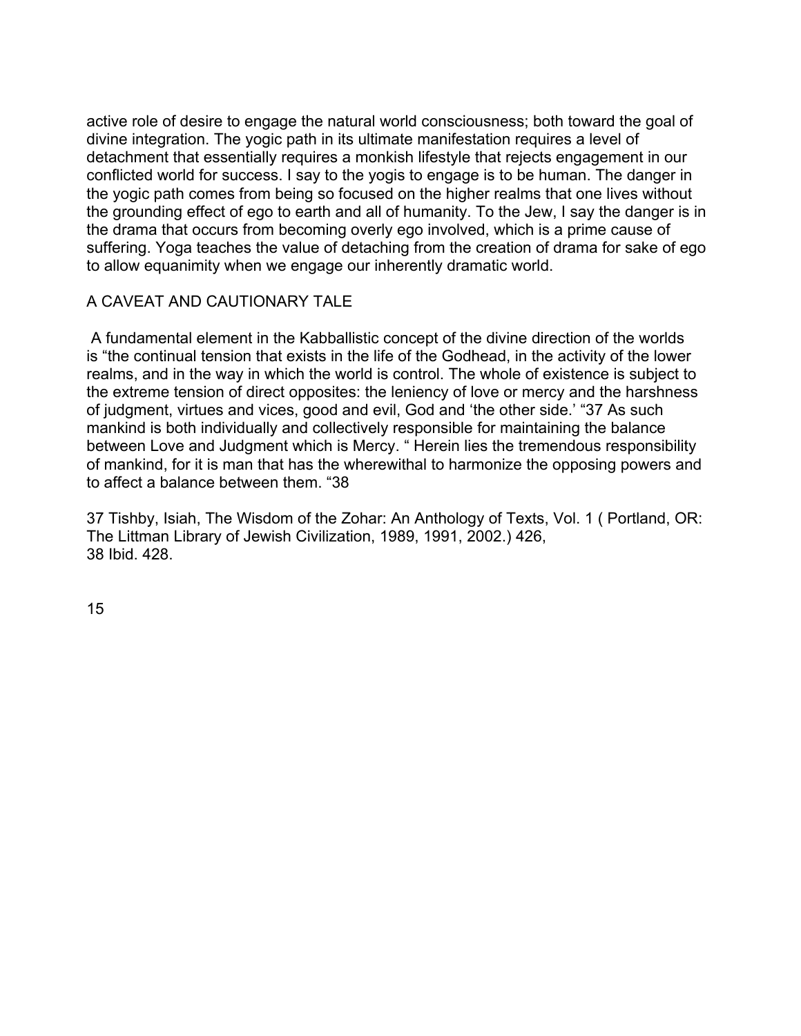active role of desire to engage the natural world consciousness; both toward the goal of divine integration. The yogic path in its ultimate manifestation requires a level of detachment that essentially requires a monkish lifestyle that rejects engagement in our conflicted world for success. I say to the yogis to engage is to be human. The danger in the yogic path comes from being so focused on the higher realms that one lives without the grounding effect of ego to earth and all of humanity. To the Jew, I say the danger is in the drama that occurs from becoming overly ego involved, which is a prime cause of suffering. Yoga teaches the value of detaching from the creation of drama for sake of ego to allow equanimity when we engage our inherently dramatic world.

## A CAVEAT AND CAUTIONARY TALE

A fundamental element in the Kabballistic concept of the divine direction of the worlds is "the continual tension that exists in the life of the Godhead, in the activity of the lower realms, and in the way in which the world is control. The whole of existence is subject to the extreme tension of direct opposites: the leniency of love or mercy and the harshness of judgment, virtues and vices, good and evil, God and 'the other side.' "[37] As such mankind is both individually and collectively responsible for maintaining the balance between Love and Judgment which is Mercy. " Herein lies the tremendous responsibility of mankind, for it is man that has the wherewithal to harmonize the opposing powers and to affect a balance between them. "[38]

37 Tishby, Isiah, The Wisdom of the Zohar: An Anthology of Texts, Vol. 1 ( Portland, OR: The Littman Library of Jewish Civilization, 1989, 1991, 2002.) 426,
38 Ibid. 428.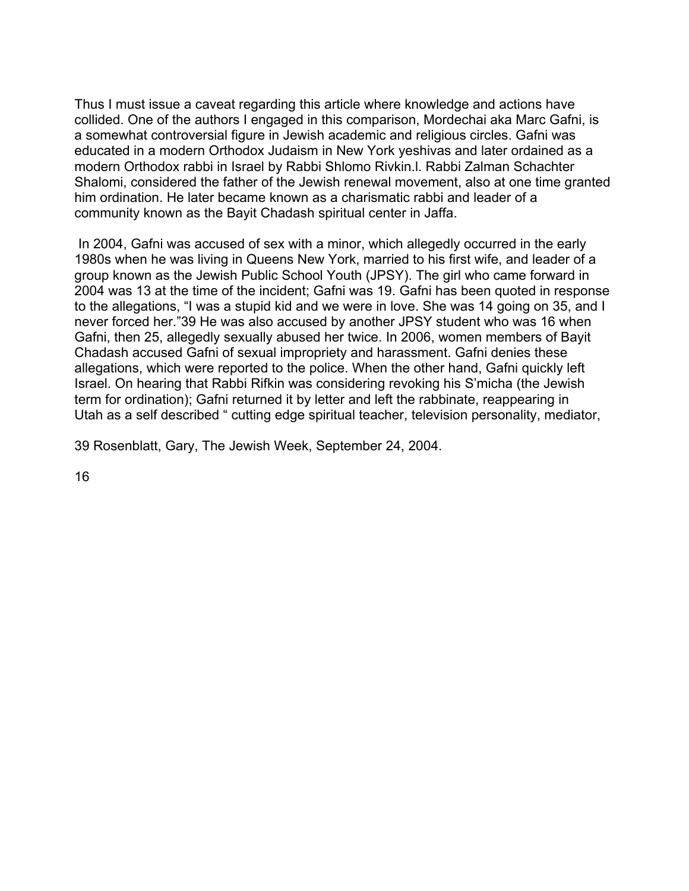Thus I must issue a caveat regarding this article where knowledge and actions have collided. One of the authors I engaged in this comparison, Mordechai aka Marc Gafni, is a somewhat controversial figure in Jewish academic and religious circles. Gafni was educated in a modern Orthodox Judaism in New York yeshivas and later ordained as a modern Orthodox rabbi in Israel by Rabbi Shlomo Rivkin.l. Rabbi Zalman Schachter Shalomi, considered the father of the Jewish renewal movement, also at one time granted him ordination. He later became known as a charismatic rabbi and leader of a community known as the Bayit Chadash spiritual center in Jaffa.

In 2004, Gafni was accused of sex with a minor, which allegedly occurred in the early 1980s when he was living in Queens New York, married to his first wife, and leader of a group known as the Jewish Public School Youth (JPSY). The girl who came forward in 2004 was 13 at the time of the incident; Gafni was 19. Gafni has been quoted in response to the allegations, "I was a stupid kid and we were in love. She was 14 going on 35, and I never forced her."[39] He was also accused by another JPSY student who was 16 when Gafni, then 25, allegedly sexually abused her twice. In 2006, women members of Bayit Chadash accused Gafdi of sexual impropriety and harassment. Gafni denies these allegations, which were reported to the police. When the other hand, Gafni quickly left Israel. On hearing that Rabbi Rifkin was considering revoking his S'micha (the Jewish term for ordination); Gafni returned it by letter and left the rabbinate, reappearing in Utah as a self described " cutting edge spiritual teacher, television personality, mediator,

[39] Rosenblatt, Gary, The Jewish Week, September 24, 2004.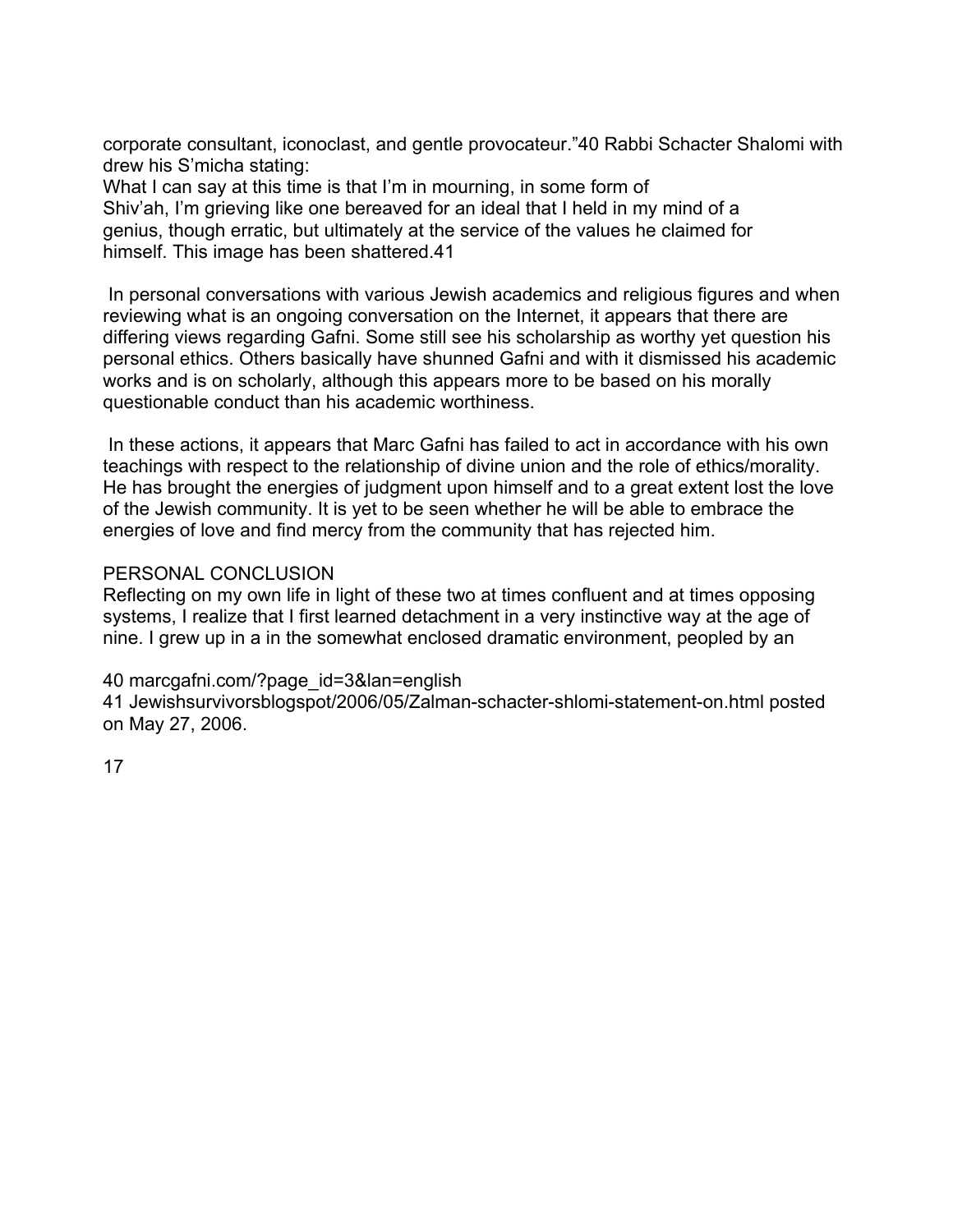corporate consultant, iconoclast, and gentle provocateur."[40] Rabbi Schacter Shalomi with drew his S'micha stating:

> What I can say at this time is that I'm in mourning, in some form of Shiv'ah, I'm grieving like one bereaved for an ideal that I held in my mind of a genius, though erratic, but ultimately at the service of the values he claimed for himself. This image has been shattered.[41]

In personal conversations with various Jewish academics and religious figures and when reviewing what is an ongoing conversation on the Internet, it appears that there are differing views regarding Gafni. Some still see his scholarship as worthy yet question his personal ethics. Others basically have shunned Gafni and with it dismissed his academic works and is on scholarly, although this appears more to be based on his morally questionable conduct than his academic worthiness.

In these actions, it appears that Marc Gafni has failed to act in accordance with his own teachings with respect to the relationship of divine union and the role of ethics/morality. He has brought the energies of judgment upon himself and to a great extent lost the love of the Jewish community. It is yet to be seen whether he will be able to embrace the energies of love and find mercy from the community that has rejected him.

## PERSONAL CONCLUSION

Reflecting on my own life in light of these two at times confluent and at times opposing systems, I realize that I first learned detachment in a very instinctive way at the age of nine. I grew up in a in the somewhat enclosed dramatic environment, peopled by an

40 marcgafni.com/?page_id=3&lan=english

41 Jewishsurvivorsblogspot/2006/05/Zalman-schacter-shlomi-statement-on.html posted on May 27, 2006.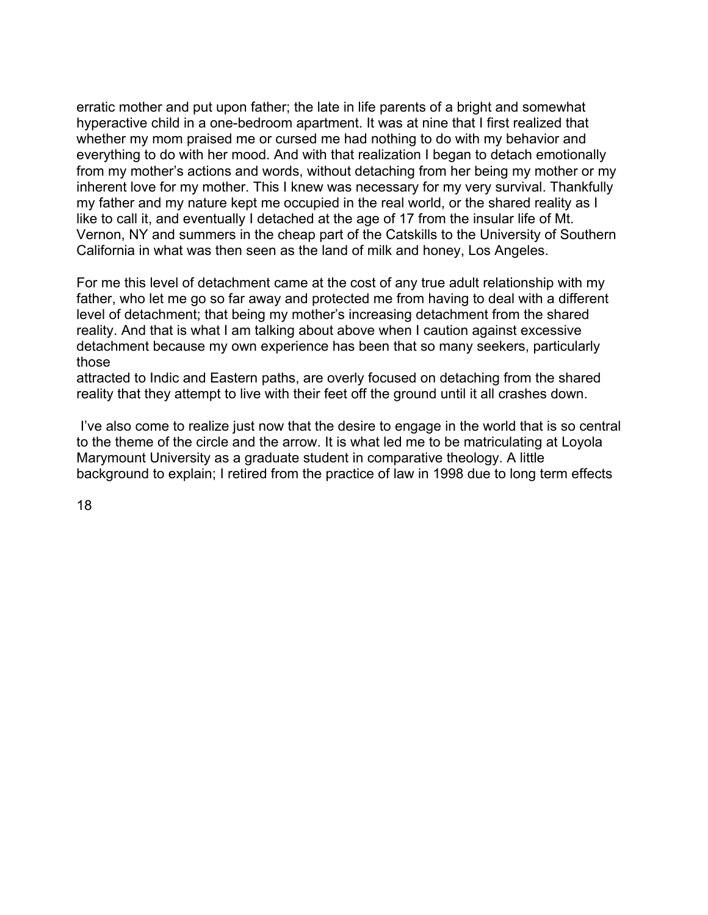erratic mother and put upon father; the late in life parents of a bright and somewhat hyperactive child in a one-bedroom apartment. It was at nine that I first realized that whether my mom praised me or cursed me had nothing to do with my behavior and everything to do with her mood. And with that realization I began to detach emotionally from my mother's actions and words, without detaching from her being my mother or my inherent love for my mother. This I knew was necessary for my very survival. Thankfully my father and my nature kept me occupied in the real world, or the shared reality as I like to call it, and eventually I detached at the age of 17 from the insular life of Mt. Vernon, NY and summers in the cheap part of the Catskills to the University of Southern California in what was then seen as the land of milk and honey, Los Angeles.

For me this level of detachment came at the cost of any true adult relationship with my father, who let me go so far away and protected me from having to deal with a different level of detachment; that being my mother's increasing detachment from the shared reality. And that is what I am talking about above when I caution against excessive detachment because my own experience has been that so many seekers, particularly those attracted to Indic and Eastern paths, are overly focused on detaching from the shared reality that they attempt to live with their feet off the ground until it all crashes down.

I've also come to realize just now that the desire to engage in the world that is so central to the theme of the circle and the arrow. It is what led me to be matriculating at Loyola Marymount University as a graduate student in comparative theology. A little background to explain; I retired from the practice of law in 1998 due to long term effects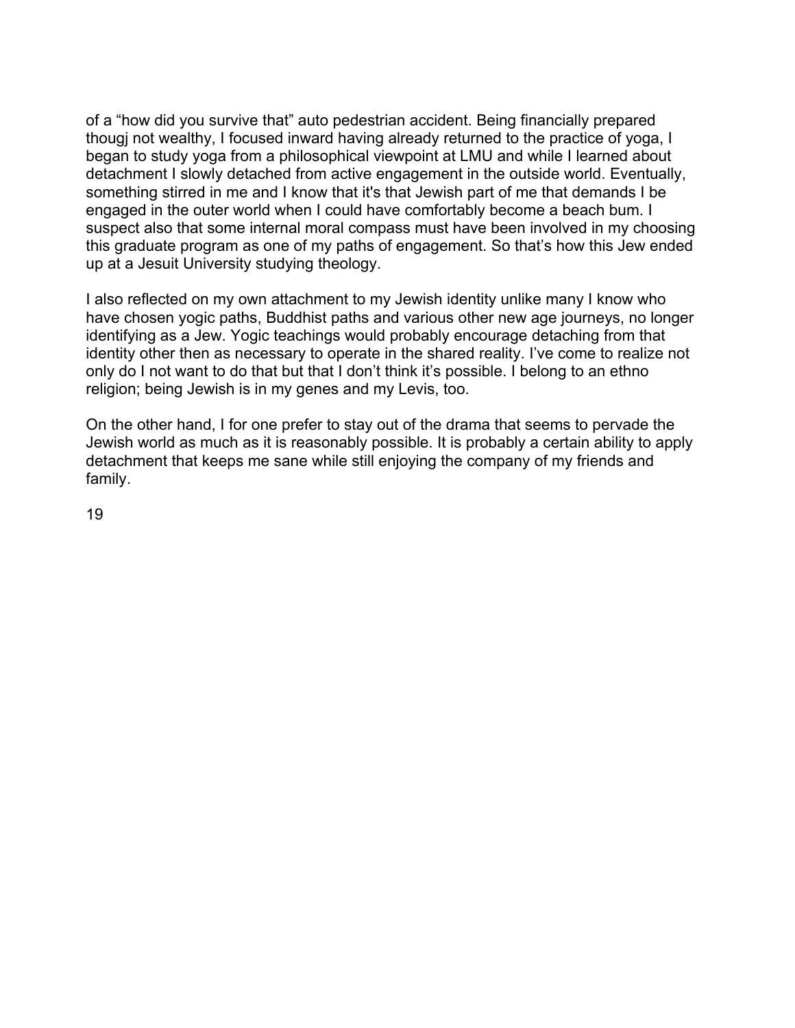of a “how did you survive that” auto pedestrian accident. Being financially prepared thougj not wealthy, I focused inward having already returned to the practice of yoga, I began to study yoga from a philosophical viewpoint at LMU and while I learned about detachment I slowly detached from active engagement in the outside world. Eventually, something stirred in me and I know that it's that Jewish part of me that demands I be engaged in the outer world when I could have comfortably become a beach bum. I suspect also that some internal moral compass must have been involved in my choosing this graduate program as one of my paths of engagement. So that’s how this Jew ended up at a Jesuit University studying theology.

I also reflected on my own attachment to my Jewish identity unlike many I know who have chosen yogic paths, Buddhist paths and various other new age journeys, no longer identifying as a Jew. Yogic teachings would probably encourage detaching from that identity other then as necessary to operate in the shared reality. I’ve come to realize not only do I not want to do that but that I don’t think it’s possible. I belong to an ethno religion; being Jewish is in my genes and my Levis, too.

On the other hand, I for one prefer to stay out of the drama that seems to pervade the Jewish world as much as it is reasonably possible. It is probably a certain ability to apply detachment that keeps me sane while still enjoying the company of my friends and family.